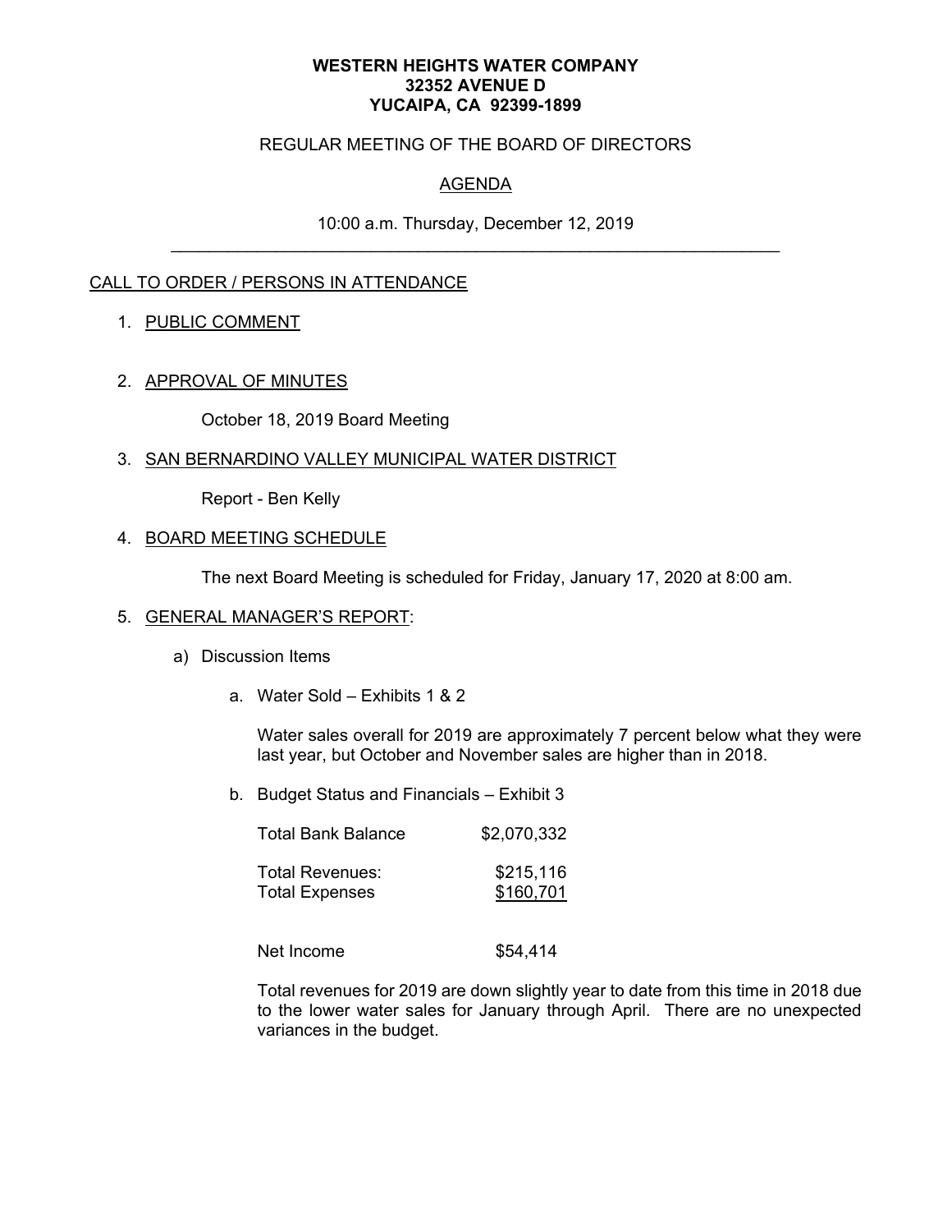**WESTERN HEIGHTS WATER COMPANY**
**32352 AVENUE D**
**YUCAIPA, CA 92399-1899**

REGULAR MEETING OF THE BOARD OF DIRECTORS

AGENDA

10:00 a.m. Thursday, December 12, 2019

---

CALL TO ORDER / PERSONS IN ATTENDANCE

1. PUBLIC COMMENT

2. APPROVAL OF MINUTES

   October 18, 2019 Board Meeting

3. SAN BERNARDINO VALLEY MUNICIPAL WATER DISTRICT

   Report - Ben Kelly

4. BOARD MEETING SCHEDULE

   The next Board Meeting is scheduled for Friday, January 17, 2020 at 8:00 am.

5. GENERAL MANAGER'S REPORT:

   a) Discussion Items

      a. Water Sold – Exhibits 1 & 2

         Water sales overall for 2019 are approximately 7 percent below what they were last year, but October and November sales are higher than in 2018.

      b. Budget Status and Financials – Exhibit 3

| | |
|---|---|
| Total Bank Balance | $2,070,332 |
| Total Revenues: | $215,116 |
| Total Expenses | $160,701 |
| Net Income | $54,414 |

         Total revenues for 2019 are down slightly year to date from this time in 2018 due to the lower water sales for January through April. There are no unexpected variances in the budget.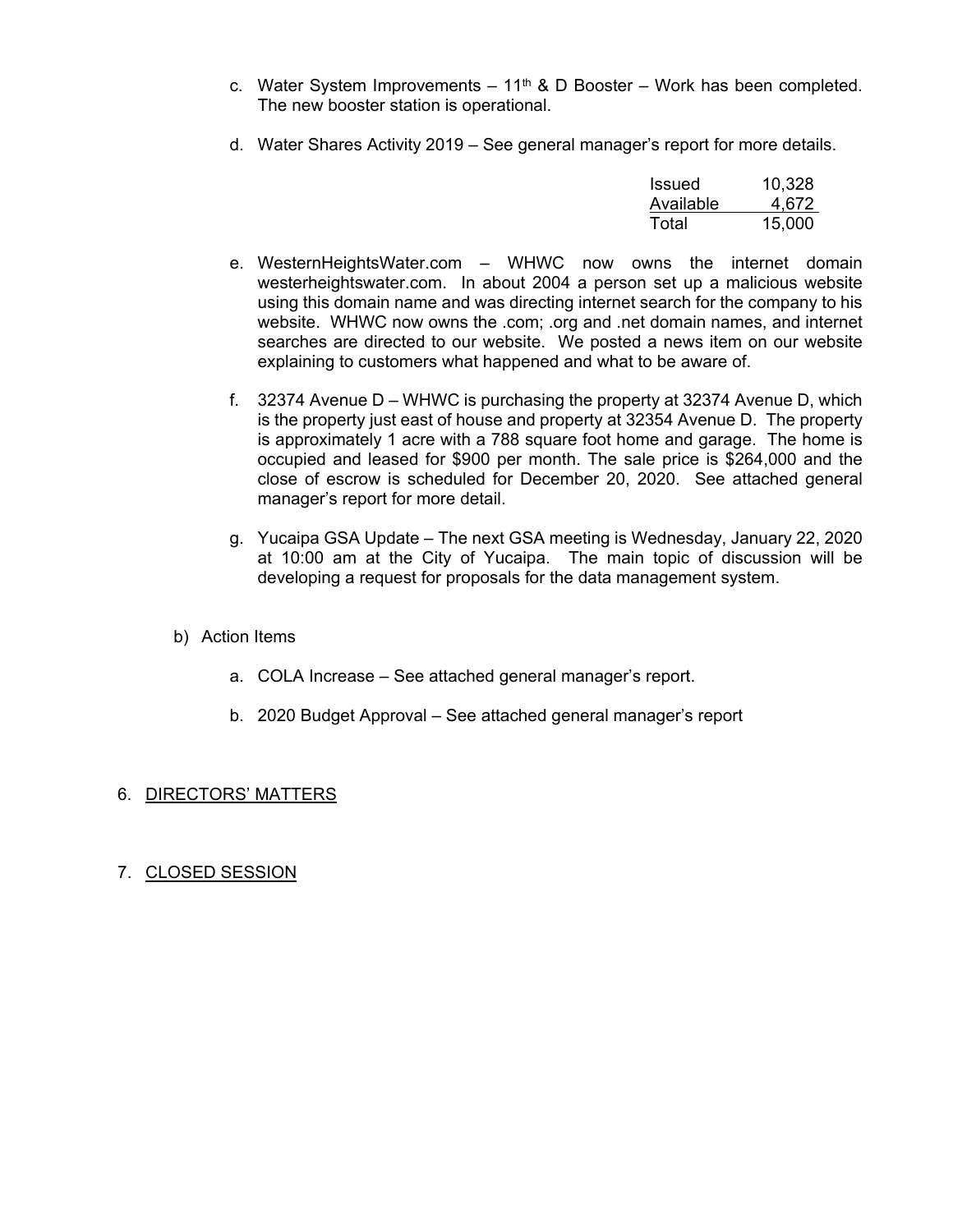c. Water System Improvements – 11th & D Booster – Work has been completed. The new booster station is operational.

d. Water Shares Activity 2019 – See general manager's report for more details.

| | |
|---|---|
| Issued | 10,328 |
| Available | 4,672 |
| Total | 15,000 |

e. WesternHeightsWater.com – WHWC now owns the internet domain westerheightswater.com. In about 2004 a person set up a malicious website using this domain name and was directing internet search for the company to his website. WHWC now owns the .com; .org and .net domain names, and internet searches are directed to our website. We posted a news item on our website explaining to customers what happened and what to be aware of.

f. 32374 Avenue D – WHWC is purchasing the property at 32374 Avenue D, which is the property just east of house and property at 32354 Avenue D. The property is approximately 1 acre with a 788 square foot home and garage. The home is occupied and leased for $900 per month. The sale price is $264,000 and the close of escrow is scheduled for December 20, 2020. See attached general manager's report for more detail.

g. Yucaipa GSA Update – The next GSA meeting is Wednesday, January 22, 2020 at 10:00 am at the City of Yucaipa. The main topic of discussion will be developing a request for proposals for the data management system.

b) Action Items

a. COLA Increase – See attached general manager's report.

b. 2020 Budget Approval – See attached general manager's report

6. DIRECTORS' MATTERS

7. CLOSED SESSION